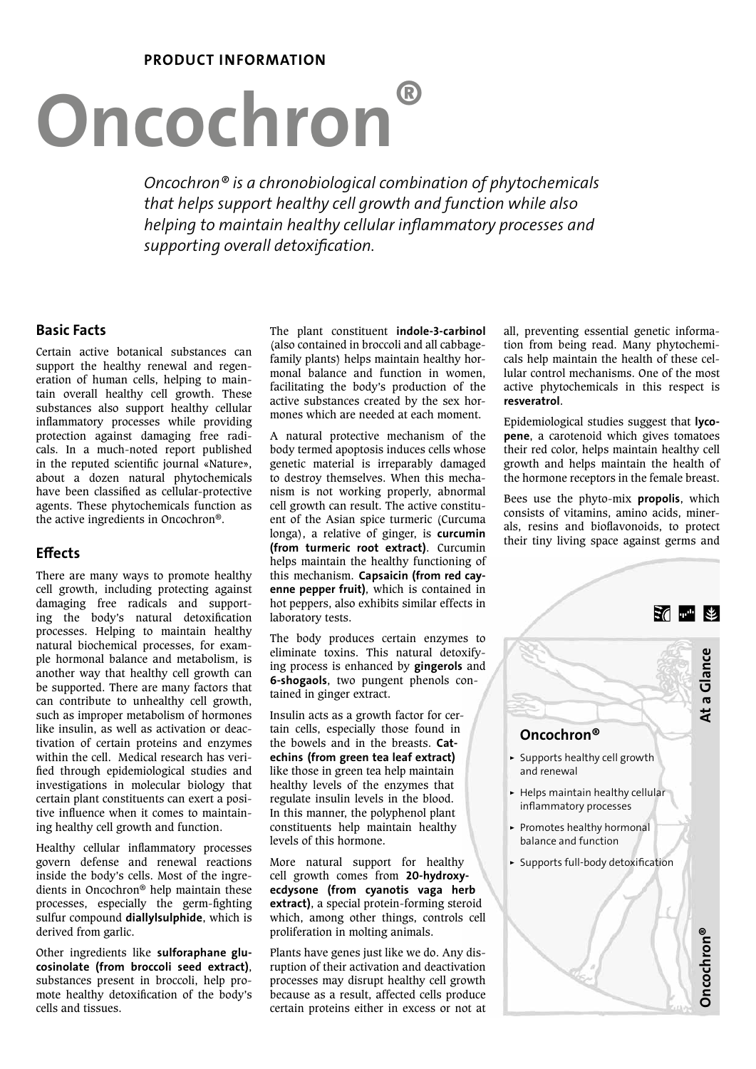**PRODUCT INFORMATION**

# Oncochron®

*Oncochron® is a chronobiological combination of phytochemicals that helps support healthy cell growth and function while also helping to maintain healthy cellular inflammatory processes and supporting overall detoxification.*

## Basic Facts

Certain active botanical substances can support the healthy renewal and regeneration of human cells, helping to maintain overall healthy cell growth. These substances also support healthy cellular inflammatory processes while providing protection against damaging free radicals. In a much-noted report published in the reputed scientific journal «Nature», about a dozen natural phytochemicals have been classified as cellular-protective agents. These phytochemicals function as the active ingredients in Oncochron®.

## Effects

There are many ways to promote healthy cell growth, including protecting against damaging free radicals and supporting the body's natural detoxification processes. Helping to maintain healthy natural biochemical processes, for example hormonal balance and metabolism, is another way that healthy cell growth can be supported. There are many factors that can contribute to unhealthy cell growth, such as improper metabolism of hormones like insulin, as well as activation or deactivation of certain proteins and enzymes within the cell. Medical research has verified through epidemiological studies and investigations in molecular biology that certain plant constituents can exert a positive influence when it comes to maintaining healthy cell growth and function.

Healthy cellular inflammatory processes govern defense and renewal reactions inside the body's cells. Most of the ingredients in Oncochron® help maintain these processes, especially the germ-fighting sulfur compound **diallylsulphide**, which is derived from garlic.

Other ingredients like **sulforaphane glucosinolate (from broccoli seed extract)**, substances present in broccoli, help promote healthy detoxification of the body's cells and tissues.

The plant constituent **indole-3-carbinol** (also contained in broccoli and all cabbage-family plants) helps maintain healthy hormonal balance and function in women, facilitating the body's production of the active substances created by the sex hormones which are needed at each moment.

A natural protective mechanism of the body termed apoptosis induces cells whose genetic material is irreparably damaged to destroy themselves. When this mechanism is not working properly, abnormal cell growth can result. The active constituent of the Asian spice turmeric (Curcuma longa), a relative of ginger, is **curcumin (from turmeric root extract)**. Curcumin helps maintain the healthy functioning of this mechanism. **Capsaicin (from red cayenne pepper fruit)**, which is contained in hot peppers, also exhibits similar effects in laboratory tests.

The body produces certain enzymes to eliminate toxins. This natural detoxifying process is enhanced by **gingerols** and **6-shogaols**, two pungent phenols contained in ginger extract.

Insulin acts as a growth factor for certain cells, especially those found in the bowels and in the breasts. **Catechins (from green tea leaf extract)** like those in green tea help maintain healthy levels of the enzymes that regulate insulin levels in the blood. In this manner, the polyphenol plant constituents help maintain healthy levels of this hormone.

More natural support for healthy cell growth comes from **20-hydroxyecdysone (from cyanotis vaga herb extract)**, a special protein-forming steroid which, among other things, controls cell proliferation in molting animals.

Plants have genes just like we do. Any disruption of their activation and deactivation processes may disrupt healthy cell growth because as a result, affected cells produce certain proteins either in excess or not at all, preventing essential genetic information from being read. Many phytochemicals help maintain the health of these cellular control mechanisms. One of the most active phytochemicals in this respect is **resveratrol**.

Epidemiological studies suggest that **lycopene**, a carotenoid which gives tomatoes their red color, helps maintain healthy cell growth and helps maintain the health of the hormone receptors in the female breast.

Bees use the phyto-mix **propolis**, which consists of vitamins, amino acids, minerals, resins and bioflavonoids, to protect their tiny living space against germs and

**At a Glance**

### Oncochron®

- Supports healthy cell growth and renewal
- Helps maintain healthy cellular inflammatory processes
- Promotes healthy hormonal balance and function
- Supports full-body detoxification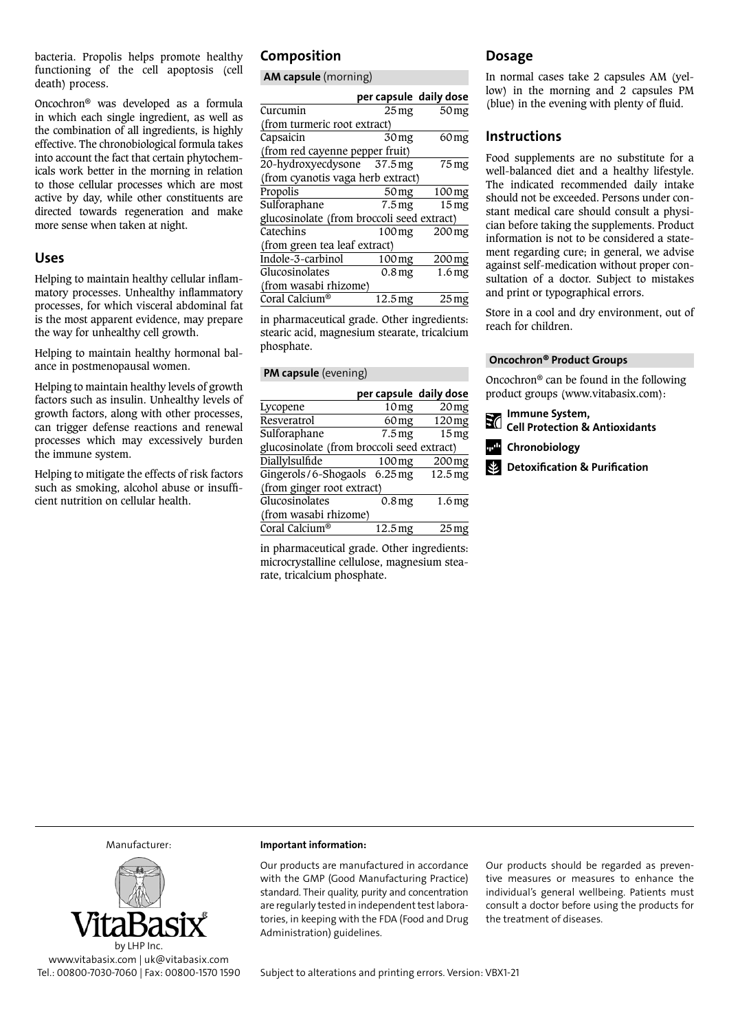bacteria. Propolis helps promote healthy functioning of the cell apoptosis (cell death) process.

Oncochron® was developed as a formula in which each single ingredient, as well as the combination of all ingredients, is highly effective. The chronobiological formula takes into account the fact that certain phytochemicals work better in the morning in relation to those cellular processes which are most active by day, while other constituents are directed towards regeneration and make more sense when taken at night.

## Uses

Helping to maintain healthy cellular inflammatory processes. Unhealthy inflammatory processes, for which visceral abdominal fat is the most apparent evidence, may prepare the way for unhealthy cell growth.

Helping to maintain healthy hormonal balance in postmenopausal women.

Helping to maintain healthy levels of growth factors such as insulin. Unhealthy levels of growth factors, along with other processes, can trigger defense reactions and renewal processes which may excessively burden the immune system.

Helping to mitigate the effects of risk factors such as smoking, alcohol abuse or insufficient nutrition on cellular health.

## Composition

**AM capsule** (morning)

| | per capsule | daily dose |
|---|---|---|
| Curcumin (from turmeric root extract) | 25 mg | 50 mg |
| Capsaicin (from red cayenne pepper fruit) | 30 mg | 60 mg |
| 20-hydroxyecdysone (from cyanotis vaga herb extract) | 37.5 mg | 75 mg |
| Propolis | 50 mg | 100 mg |
| Sulforaphane glucosinolate (from broccoli seed extract) | 7.5 mg | 15 mg |
| Catechins (from green tea leaf extract) | 100 mg | 200 mg |
| Indole-3-carbinol | 100 mg | 200 mg |
| Glucosinolates (from wasabi rhizome) | 0.8 mg | 1.6 mg |
| Coral Calcium® | 12.5 mg | 25 mg |

in pharmaceutical grade. Other ingredients: stearic acid, magnesium stearate, tricalcium phosphate.

**PM capsule** (evening)

| | per capsule | daily dose |
|---|---|---|
| Lycopene | 10 mg | 20 mg |
| Resveratrol | 60 mg | 120 mg |
| Sulforaphane glucosinolate (from broccoli seed extract) | 7.5 mg | 15 mg |
| Diallylsulfide | 100 mg | 200 mg |
| Gingerols/6-Shogaols (from ginger root extract) | 6.25 mg | 12.5 mg |
| Glucosinolates (from wasabi rhizome) | 0.8 mg | 1.6 mg |
| Coral Calcium® | 12.5 mg | 25 mg |

in pharmaceutical grade. Other ingredients: microcrystalline cellulose, magnesium stearate, tricalcium phosphate.

## Dosage

In normal cases take 2 capsules AM (yellow) in the morning and 2 capsules PM (blue) in the evening with plenty of fluid.

## Instructions

Food supplements are no substitute for a well-balanced diet and a healthy lifestyle. The indicated recommended daily intake should not be exceeded. Persons under constant medical care should consult a physician before taking the supplements. Product information is not to be considered a statement regarding cure; in general, we advise against self-medication without proper consultation of a doctor. Subject to mistakes and print or typographical errors.

Store in a cool and dry environment, out of reach for children.

**Oncochron® Product Groups**

Oncochron® can be found in the following product groups (www.vitabasix.com):

- **Immune System, Cell Protection & Antioxidants**
- **Chronobiology**
- **Detoxification & Purification**

Manufacturer:

VitaBasix® by LHP Inc.
www.vitabasix.com | uk@vitabasix.com
Tel.: 00800-7030-7060 | Fax: 00800-1570 1590

**Important information:**

Our products are manufactured in accordance with the GMP (Good Manufacturing Practice) standard. Their quality, purity and concentration are regularly tested in independent test laboratories, in keeping with the FDA (Food and Drug Administration) guidelines.

Our products should be regarded as preventive measures or measures to enhance the individual's general wellbeing. Patients must consult a doctor before using the products for the treatment of diseases.

Subject to alterations and printing errors. Version: VBX1-21